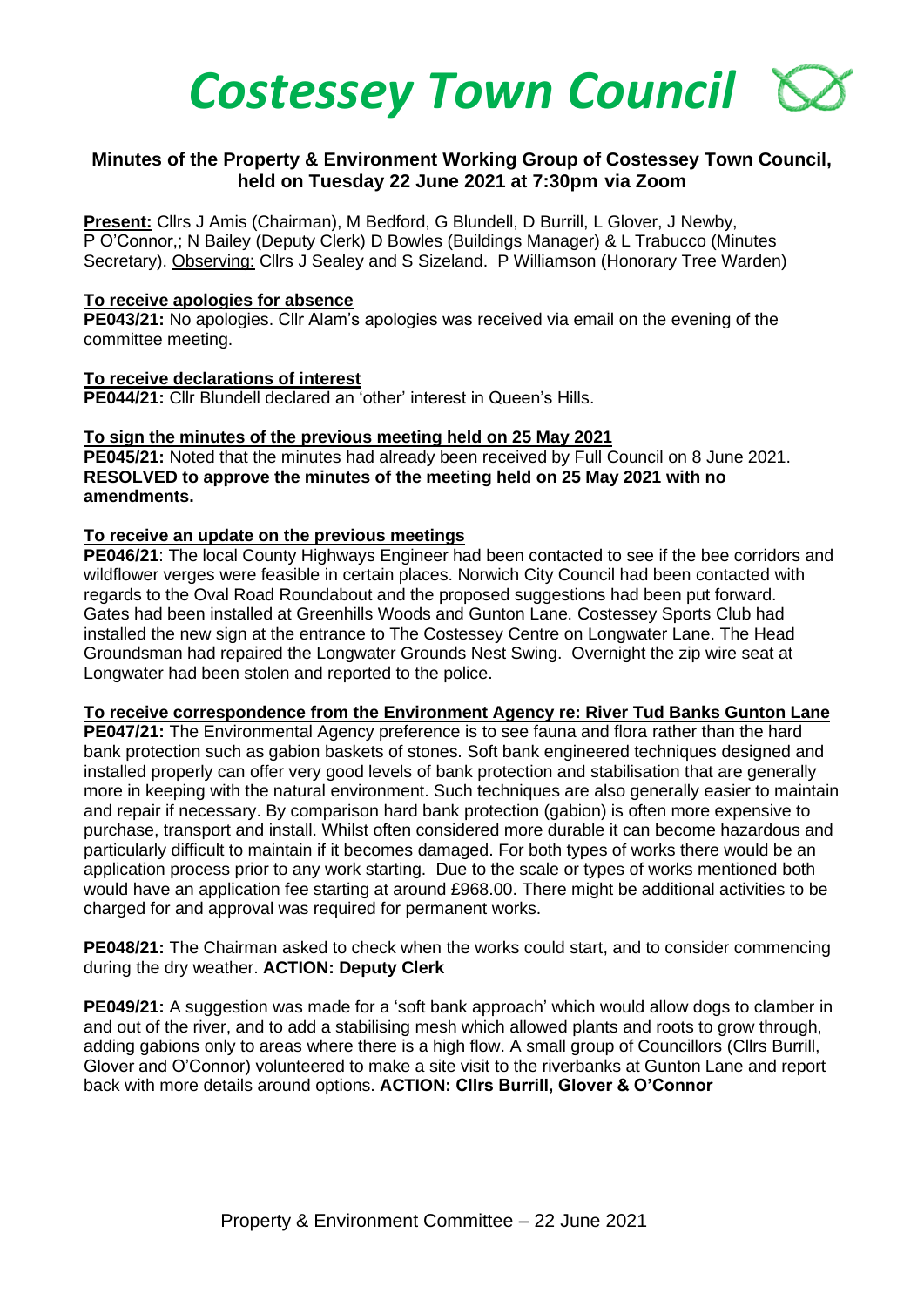# Costessey Town Council

## Minutes of the Property & Environment Working Group of Costessey Town Council, held on Tuesday 22 June 2021 at 7:30pm via Zoom

**Present:** Cllrs J Amis (Chairman), M Bedford, G Blundell, D Burrill, L Glover, J Newby, P O'Connor,; N Bailey (Deputy Clerk) D Bowles (Buildings Manager) & L Trabucco (Minutes Secretary). Observing: Cllrs J Sealey and S Sizeland. P Williamson (Honorary Tree Warden)

**To receive apologies for absence**

**PE043/21:** No apologies. Cllr Alam's apologies was received via email on the evening of the committee meeting.

**To receive declarations of interest**

**PE044/21:** Cllr Blundell declared an 'other' interest in Queen's Hills.

**To sign the minutes of the previous meeting held on 25 May 2021**

**PE045/21:** Noted that the minutes had already been received by Full Council on 8 June 2021. **RESOLVED to approve the minutes of the meeting held on 25 May 2021 with no amendments.**

**To receive an update on the previous meetings**

**PE046/21**: The local County Highways Engineer had been contacted to see if the bee corridors and wildflower verges were feasible in certain places. Norwich City Council had been contacted with regards to the Oval Road Roundabout and the proposed suggestions had been put forward. Gates had been installed at Greenhills Woods and Gunton Lane. Costessey Sports Club had installed the new sign at the entrance to The Costessey Centre on Longwater Lane. The Head Groundsman had repaired the Longwater Grounds Nest Swing. Overnight the zip wire seat at Longwater had been stolen and reported to the police.

**To receive correspondence from the Environment Agency re: River Tud Banks Gunton Lane**

**PE047/21:** The Environmental Agency preference is to see fauna and flora rather than the hard bank protection such as gabion baskets of stones. Soft bank engineered techniques designed and installed properly can offer very good levels of bank protection and stabilisation that are generally more in keeping with the natural environment. Such techniques are also generally easier to maintain and repair if necessary. By comparison hard bank protection (gabion) is often more expensive to purchase, transport and install. Whilst often considered more durable it can become hazardous and particularly difficult to maintain if it becomes damaged. For both types of works there would be an application process prior to any work starting. Due to the scale or types of works mentioned both would have an application fee starting at around £968.00. There might be additional activities to be charged for and approval was required for permanent works.

**PE048/21:** The Chairman asked to check when the works could start, and to consider commencing during the dry weather. **ACTION: Deputy Clerk**

**PE049/21:** A suggestion was made for a 'soft bank approach' which would allow dogs to clamber in and out of the river, and to add a stabilising mesh which allowed plants and roots to grow through, adding gabions only to areas where there is a high flow. A small group of Councillors (Cllrs Burrill, Glover and O'Connor) volunteered to make a site visit to the riverbanks at Gunton Lane and report back with more details around options. **ACTION: Cllrs Burrill, Glover & O'Connor**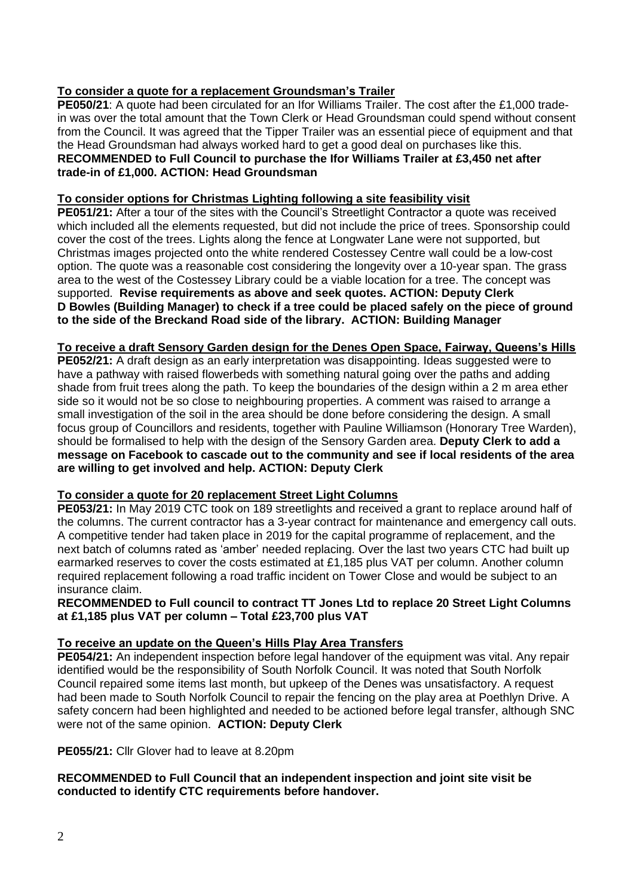**To consider a quote for a replacement Groundsman's Trailer**

**PE050/21**: A quote had been circulated for an Ifor Williams Trailer. The cost after the £1,000 trade-in was over the total amount that the Town Clerk or Head Groundsman could spend without consent from the Council. It was agreed that the Tipper Trailer was an essential piece of equipment and that the Head Groundsman had always worked hard to get a good deal on purchases like this. **RECOMMENDED to Full Council to purchase the Ifor Williams Trailer at £3,450 net after trade-in of £1,000. ACTION: Head Groundsman**

**To consider options for Christmas Lighting following a site feasibility visit**

**PE051/21:** After a tour of the sites with the Council's Streetlight Contractor a quote was received which included all the elements requested, but did not include the price of trees. Sponsorship could cover the cost of the trees. Lights along the fence at Longwater Lane were not supported, but Christmas images projected onto the white rendered Costessey Centre wall could be a low-cost option. The quote was a reasonable cost considering the longevity over a 10-year span. The grass area to the west of the Costessey Library could be a viable location for a tree. The concept was supported. **Revise requirements as above and seek quotes. ACTION: Deputy Clerk D Bowles (Building Manager) to check if a tree could be placed safely on the piece of ground to the side of the Breckand Road side of the library. ACTION: Building Manager**

**To receive a draft Sensory Garden design for the Denes Open Space, Fairway, Queens's Hills**

**PE052/21:** A draft design as an early interpretation was disappointing. Ideas suggested were to have a pathway with raised flowerbeds with something natural going over the paths and adding shade from fruit trees along the path. To keep the boundaries of the design within a 2 m area ether side so it would not be so close to neighbouring properties. A comment was raised to arrange a small investigation of the soil in the area should be done before considering the design. A small focus group of Councillors and residents, together with Pauline Williamson (Honorary Tree Warden), should be formalised to help with the design of the Sensory Garden area. **Deputy Clerk to add a message on Facebook to cascade out to the community and see if local residents of the area are willing to get involved and help. ACTION: Deputy Clerk**

**To consider a quote for 20 replacement Street Light Columns**

**PE053/21:** In May 2019 CTC took on 189 streetlights and received a grant to replace around half of the columns. The current contractor has a 3-year contract for maintenance and emergency call outs. A competitive tender had taken place in 2019 for the capital programme of replacement, and the next batch of columns rated as 'amber' needed replacing. Over the last two years CTC had built up earmarked reserves to cover the costs estimated at £1,185 plus VAT per column. Another column required replacement following a road traffic incident on Tower Close and would be subject to an insurance claim.

**RECOMMENDED to Full council to contract TT Jones Ltd to replace 20 Street Light Columns at £1,185 plus VAT per column – Total £23,700 plus VAT**

**To receive an update on the Queen's Hills Play Area Transfers**

**PE054/21:** An independent inspection before legal handover of the equipment was vital. Any repair identified would be the responsibility of South Norfolk Council. It was noted that South Norfolk Council repaired some items last month, but upkeep of the Denes was unsatisfactory. A request had been made to South Norfolk Council to repair the fencing on the play area at Poethlyn Drive. A safety concern had been highlighted and needed to be actioned before legal transfer, although SNC were not of the same opinion. **ACTION: Deputy Clerk**

**PE055/21:** Cllr Glover had to leave at 8.20pm

**RECOMMENDED to Full Council that an independent inspection and joint site visit be conducted to identify CTC requirements before handover.**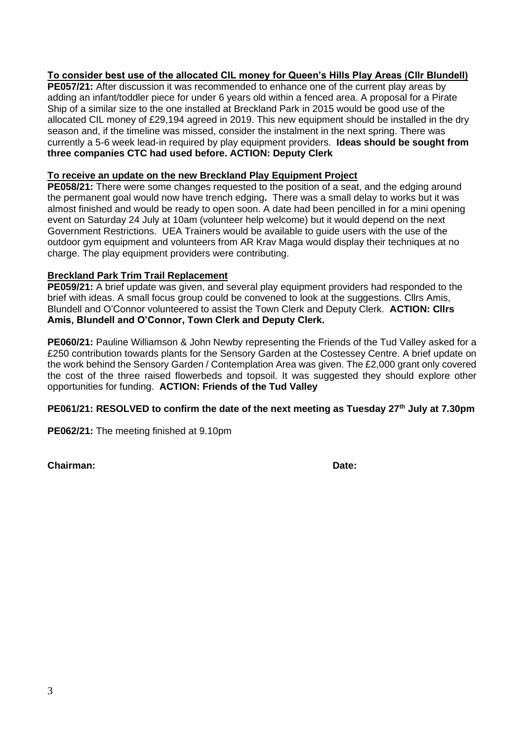**To consider best use of the allocated CIL money for Queen's Hills Play Areas (Cllr Blundell)**

**PE057/21:** After discussion it was recommended to enhance one of the current play areas by adding an infant/toddler piece for under 6 years old within a fenced area. A proposal for a Pirate Ship of a similar size to the one installed at Breckland Park in 2015 would be good use of the allocated CIL money of £29,194 agreed in 2019. This new equipment should be installed in the dry season and, if the timeline was missed, consider the instalment in the next spring. There was currently a 5-6 week lead-in required by play equipment providers. **Ideas should be sought from three companies CTC had used before. ACTION: Deputy Clerk**

**To receive an update on the new Breckland Play Equipment Project**

**PE058/21:** There were some changes requested to the position of a seat, and the edging around the permanent goal would now have trench edging**.** There was a small delay to works but it was almost finished and would be ready to open soon. A date had been pencilled in for a mini opening event on Saturday 24 July at 10am (volunteer help welcome) but it would depend on the next Government Restrictions. UEA Trainers would be available to guide users with the use of the outdoor gym equipment and volunteers from AR Krav Maga would display their techniques at no charge. The play equipment providers were contributing.

**Breckland Park Trim Trail Replacement**

**PE059/21:** A brief update was given, and several play equipment providers had responded to the brief with ideas. A small focus group could be convened to look at the suggestions. Cllrs Amis, Blundell and O'Connor volunteered to assist the Town Clerk and Deputy Clerk. **ACTION: Cllrs Amis, Blundell and O'Connor, Town Clerk and Deputy Clerk.**

**PE060/21:** Pauline Williamson & John Newby representing the Friends of the Tud Valley asked for a £250 contribution towards plants for the Sensory Garden at the Costessey Centre. A brief update on the work behind the Sensory Garden / Contemplation Area was given. The £2,000 grant only covered the cost of the three raised flowerbeds and topsoil. It was suggested they should explore other opportunities for funding. **ACTION: Friends of the Tud Valley**

**PE061/21: RESOLVED to confirm the date of the next meeting as Tuesday 27th July at 7.30pm**

**PE062/21:** The meeting finished at 9.10pm

**Chairman:** **Date:**